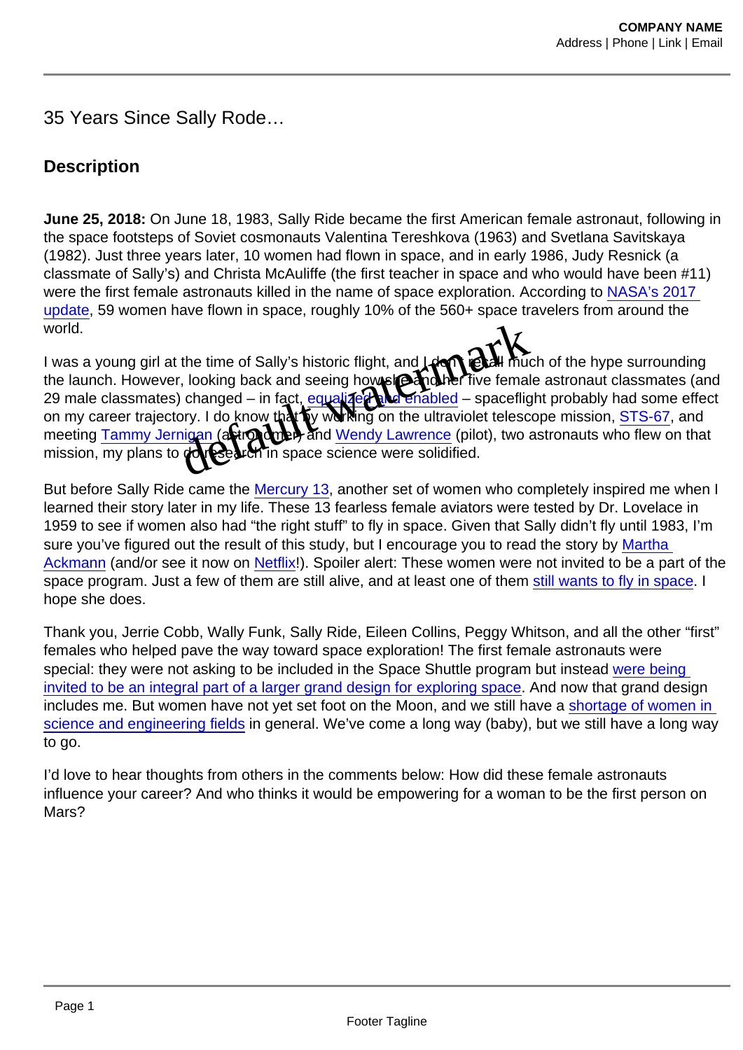# 35 Years Since Sally Ride…

## Description

**June 25, 2018:** On June 18, 1983, Sally Ride became the first American female astronaut, following in the space footsteps of Soviet cosmonauts Valentina Tereshkova (1963) and Svetlana Savitskaya (1982). Just three years later, 10 women had flown in space, and in early 1986, Judy Resnick (a classmate of Sally's) and Christa McAuliffe (the first teacher in space and who would have been #11) were the first female astronauts killed in the name of space exploration. According to NASA's 2017 update, 59 women have flown in space, roughly 10% of the 560+ space travelers from around the world.

I was a young girl at the time of Sally's historic flight, and I don't recall much of the hype surrounding the launch. However, looking back and seeing how she and her five female astronaut classmates (and 29 male classmates) changed – in fact, equalized and enabled – spaceflight probably had some effect on my career trajectory. I do know that by working on the ultraviolet telescope mission, STS-67, and meeting Tammy Jernigan (astronomer) and Wendy Lawrence (pilot), two astronauts who flew on that mission, my plans to do research in space science were solidified.

But before Sally Ride came the Mercury 13, another set of women who completely inspired me when I learned their story later in my life. These 13 fearless female aviators were tested by Dr. Lovelace in 1959 to see if women also had "the right stuff" to fly in space. Given that Sally didn't fly until 1983, I'm sure you've figured out the result of this study, but I encourage you to read the story by Martha Ackmann (and/or see it now on Netflix!). Spoiler alert: These women were not invited to be a part of the space program. Just a few of them are still alive, and at least one of them still wants to fly in space. I hope she does.

Thank you, Jerrie Cobb, Wally Funk, Sally Ride, Eileen Collins, Peggy Whitson, and all the other "first" females who helped pave the way toward space exploration! The first female astronauts were special: they were not asking to be included in the Space Shuttle program but instead were being invited to be an integral part of a larger grand design for exploring space. And now that grand design includes me. But women have not yet set foot on the Moon, and we still have a shortage of women in science and engineering fields in general. We've come a long way (baby), but we still have a long way to go.

I'd love to hear thoughts from others in the comments below: How did these female astronauts influence your career? And who thinks it would be empowering for a woman to be the first person on Mars?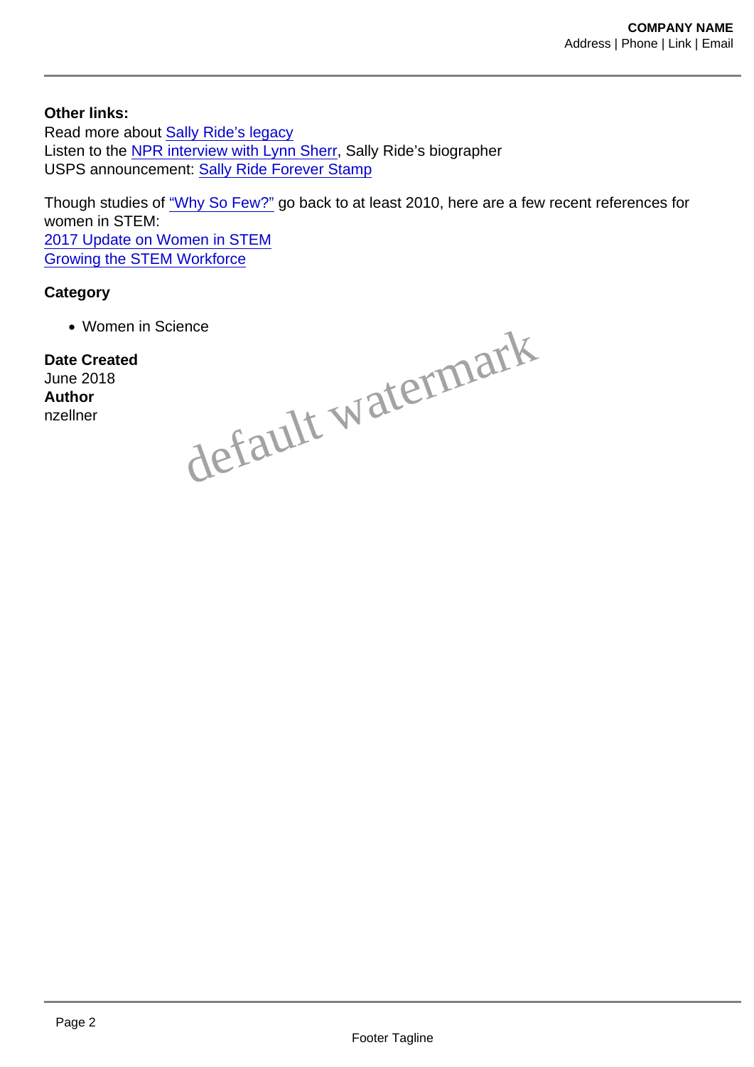**Other links:**
Read more about Sally Ride's legacy
Listen to the NPR interview with Lynn Sherr, Sally Ride's biographer
USPS announcement: Sally Ride Forever Stamp

Though studies of "Why So Few?" go back to at least 2010, here are a few recent references for women in STEM:
2017 Update on Women in STEM
Growing the STEM Workforce

**Category**

- Women in Science

**Date Created**
June 2018
**Author**
nzellner